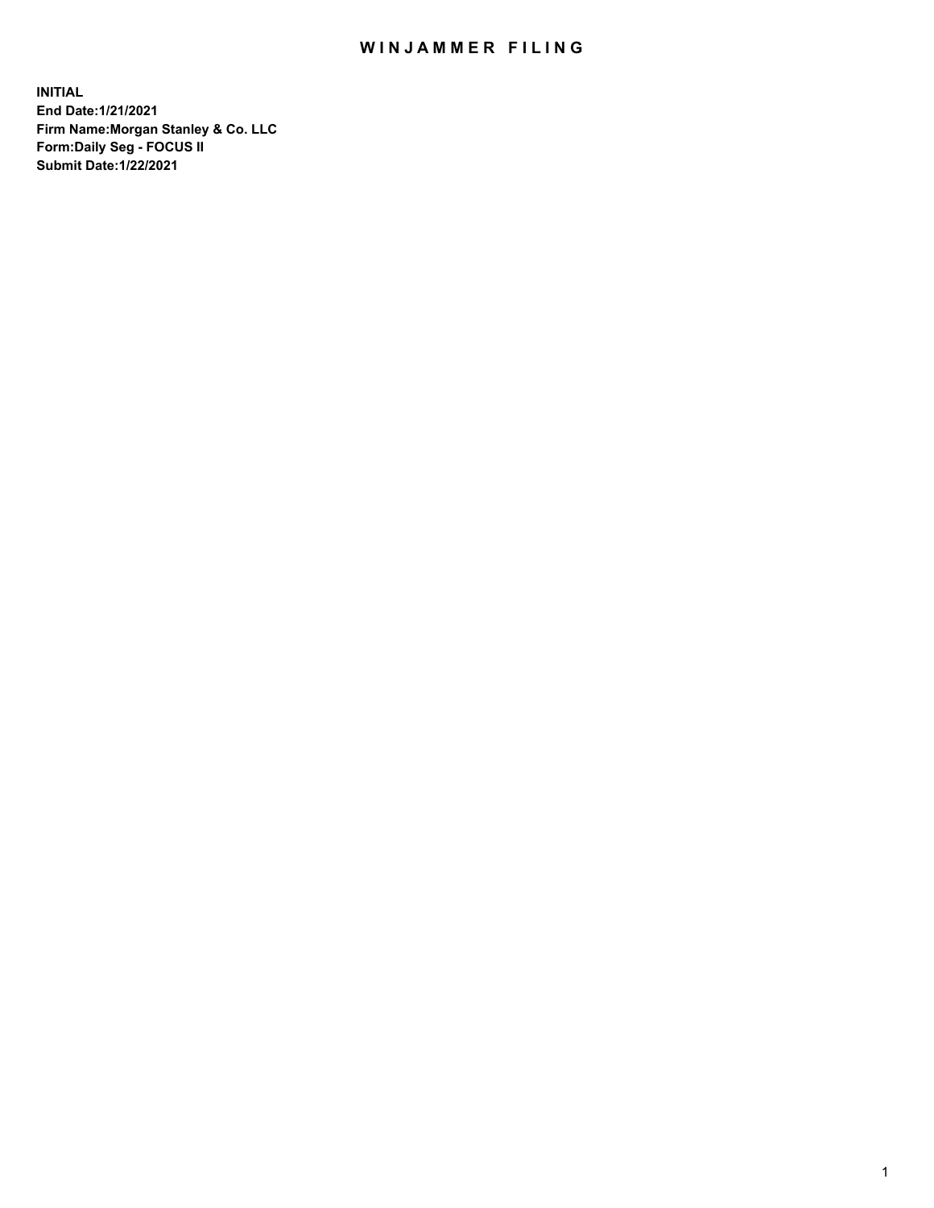# WINJAMMER FILING

**INITIAL**
**End Date:1/21/2021**
**Firm Name:Morgan Stanley & Co. LLC**
**Form:Daily Seg - FOCUS II**
**Submit Date:1/22/2021**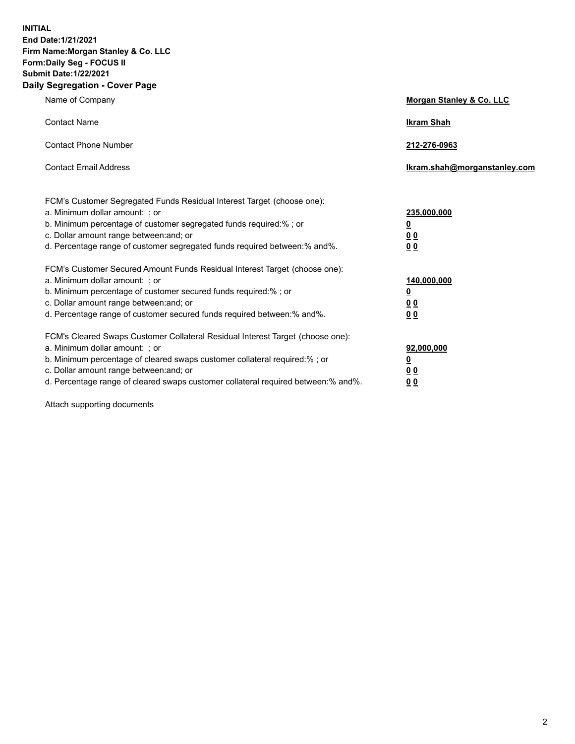**INITIAL**
**End Date:1/21/2021**
**Firm Name:Morgan Stanley & Co. LLC**
**Form:Daily Seg - FOCUS II**
**Submit Date:1/22/2021**

## Daily Segregation - Cover Page

| | |
|---|---|
| Name of Company | **Morgan Stanley & Co. LLC** |
| Contact Name | **Ikram Shah** |
| Contact Phone Number | **212-276-0963** |
| Contact Email Address | **Ikram.shah@morganstanley.com** |

| | |
|---|---|
| FCM's Customer Segregated Funds Residual Interest Target (choose one): | |
| a. Minimum dollar amount: ; or | **235,000,000** |
| b. Minimum percentage of customer segregated funds required:% ; or | **0** |
| c. Dollar amount range between:and; or | **0 0** |
| d. Percentage range of customer segregated funds required between:% and%. | **0 0** |
| FCM's Customer Secured Amount Funds Residual Interest Target (choose one): | |
| a. Minimum dollar amount: ; or | **140,000,000** |
| b. Minimum percentage of customer secured funds required:% ; or | **0** |
| c. Dollar amount range between:and; or | **0 0** |
| d. Percentage range of customer secured funds required between:% and%. | **0 0** |
| FCM's Cleared Swaps Customer Collateral Residual Interest Target (choose one): | |
| a. Minimum dollar amount: ; or | **92,000,000** |
| b. Minimum percentage of cleared swaps customer collateral required:% ; or | **0** |
| c. Dollar amount range between:and; or | **0 0** |
| d. Percentage range of cleared swaps customer collateral required between:% and%. | **0 0** |

Attach supporting documents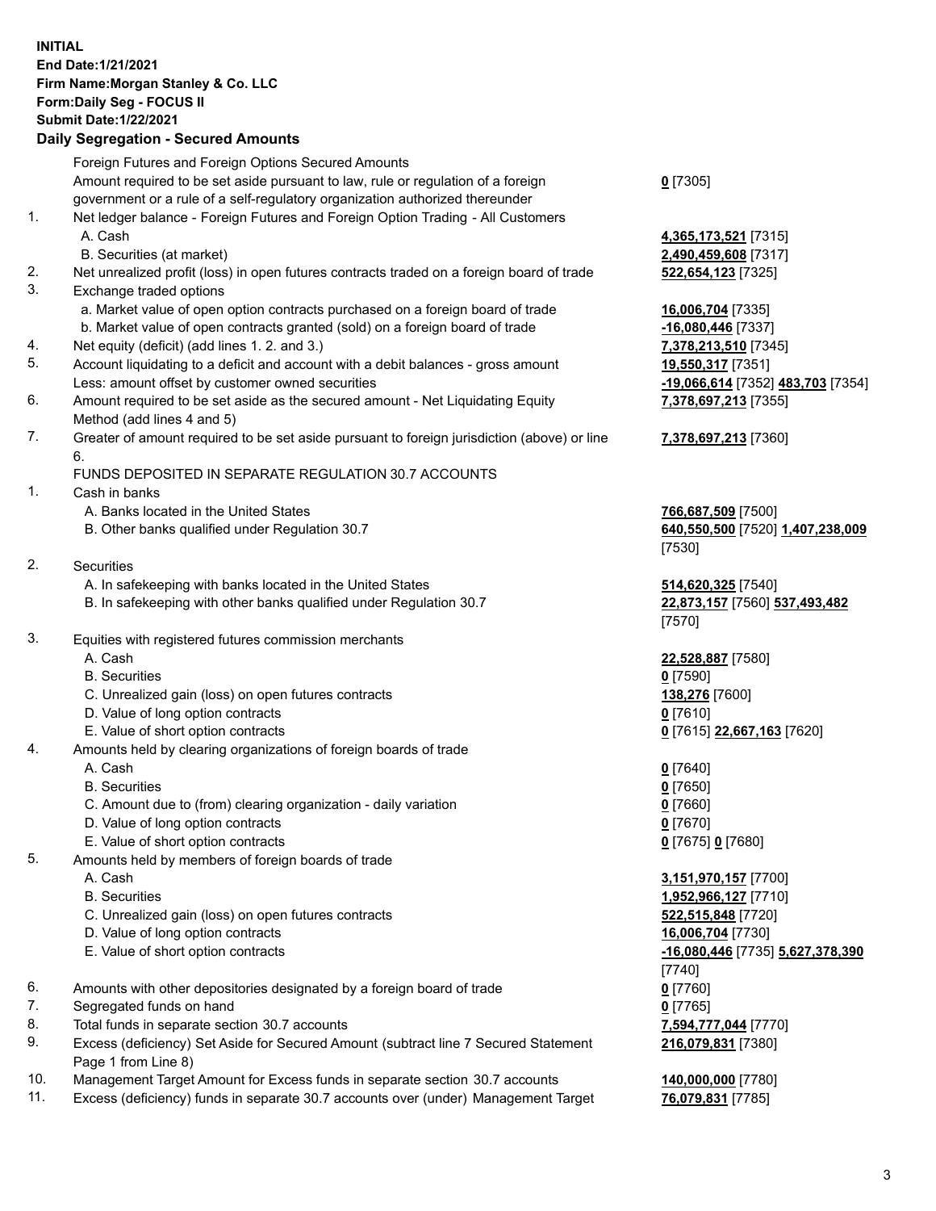**INITIAL**
**End Date:1/21/2021**
**Firm Name:Morgan Stanley & Co. LLC**
**Form:Daily Seg - FOCUS II**
**Submit Date:1/22/2021**

## Daily Segregation - Secured Amounts

| | | |
|---|---|---|
| | Foreign Futures and Foreign Options Secured Amounts | |
| | Amount required to be set aside pursuant to law, rule or regulation of a foreign government or a rule of a self-regulatory organization authorized thereunder | **0** [7305] |
| 1. | Net ledger balance - Foreign Futures and Foreign Option Trading - All Customers | |
| | A. Cash | **4,365,173,521** [7315] |
| | B. Securities (at market) | **2,490,459,608** [7317] |
| 2. | Net unrealized profit (loss) in open futures contracts traded on a foreign board of trade | **522,654,123** [7325] |
| 3. | Exchange traded options | |
| | a. Market value of open option contracts purchased on a foreign board of trade | **16,006,704** [7335] |
| | b. Market value of open contracts granted (sold) on a foreign board of trade | **-16,080,446** [7337] |
| 4. | Net equity (deficit) (add lines 1. 2. and 3.) | **7,378,213,510** [7345] |
| 5. | Account liquidating to a deficit and account with a debit balances - gross amount | **19,550,317** [7351] |
| | Less: amount offset by customer owned securities | **-19,066,614** [7352] **483,703** [7354] |
| 6. | Amount required to be set aside as the secured amount - Net Liquidating Equity Method (add lines 4 and 5) | **7,378,697,213** [7355] |
| 7. | Greater of amount required to be set aside pursuant to foreign jurisdiction (above) or line 6. | **7,378,697,213** [7360] |
| | FUNDS DEPOSITED IN SEPARATE REGULATION 30.7 ACCOUNTS | |
| 1. | Cash in banks | |
| | A. Banks located in the United States | **766,687,509** [7500] |
| | B. Other banks qualified under Regulation 30.7 | **640,550,500** [7520] **1,407,238,009** [7530] |
| 2. | Securities | |
| | A. In safekeeping with banks located in the United States | **514,620,325** [7540] |
| | B. In safekeeping with other banks qualified under Regulation 30.7 | **22,873,157** [7560] **537,493,482** [7570] |
| 3. | Equities with registered futures commission merchants | |
| | A. Cash | **22,528,887** [7580] |
| | B. Securities | **0** [7590] |
| | C. Unrealized gain (loss) on open futures contracts | **138,276** [7600] |
| | D. Value of long option contracts | **0** [7610] |
| | E. Value of short option contracts | **0** [7615] **22,667,163** [7620] |
| 4. | Amounts held by clearing organizations of foreign boards of trade | |
| | A. Cash | **0** [7640] |
| | B. Securities | **0** [7650] |
| | C. Amount due to (from) clearing organization - daily variation | **0** [7660] |
| | D. Value of long option contracts | **0** [7670] |
| | E. Value of short option contracts | **0** [7675] **0** [7680] |
| 5. | Amounts held by members of foreign boards of trade | |
| | A. Cash | **3,151,970,157** [7700] |
| | B. Securities | **1,952,966,127** [7710] |
| | C. Unrealized gain (loss) on open futures contracts | **522,515,848** [7720] |
| | D. Value of long option contracts | **16,006,704** [7730] |
| | E. Value of short option contracts | **-16,080,446** [7735] **5,627,378,390** [7740] |
| 6. | Amounts with other depositories designated by a foreign board of trade | **0** [7760] |
| 7. | Segregated funds on hand | **0** [7765] |
| 8. | Total funds in separate section 30.7 accounts | **7,594,777,044** [7770] |
| 9. | Excess (deficiency) Set Aside for Secured Amount (subtract line 7 Secured Statement Page 1 from Line 8) | **216,079,831** [7380] |
| 10. | Management Target Amount for Excess funds in separate section 30.7 accounts | **140,000,000** [7780] |
| 11. | Excess (deficiency) funds in separate 30.7 accounts over (under) Management Target | **76,079,831** [7785] |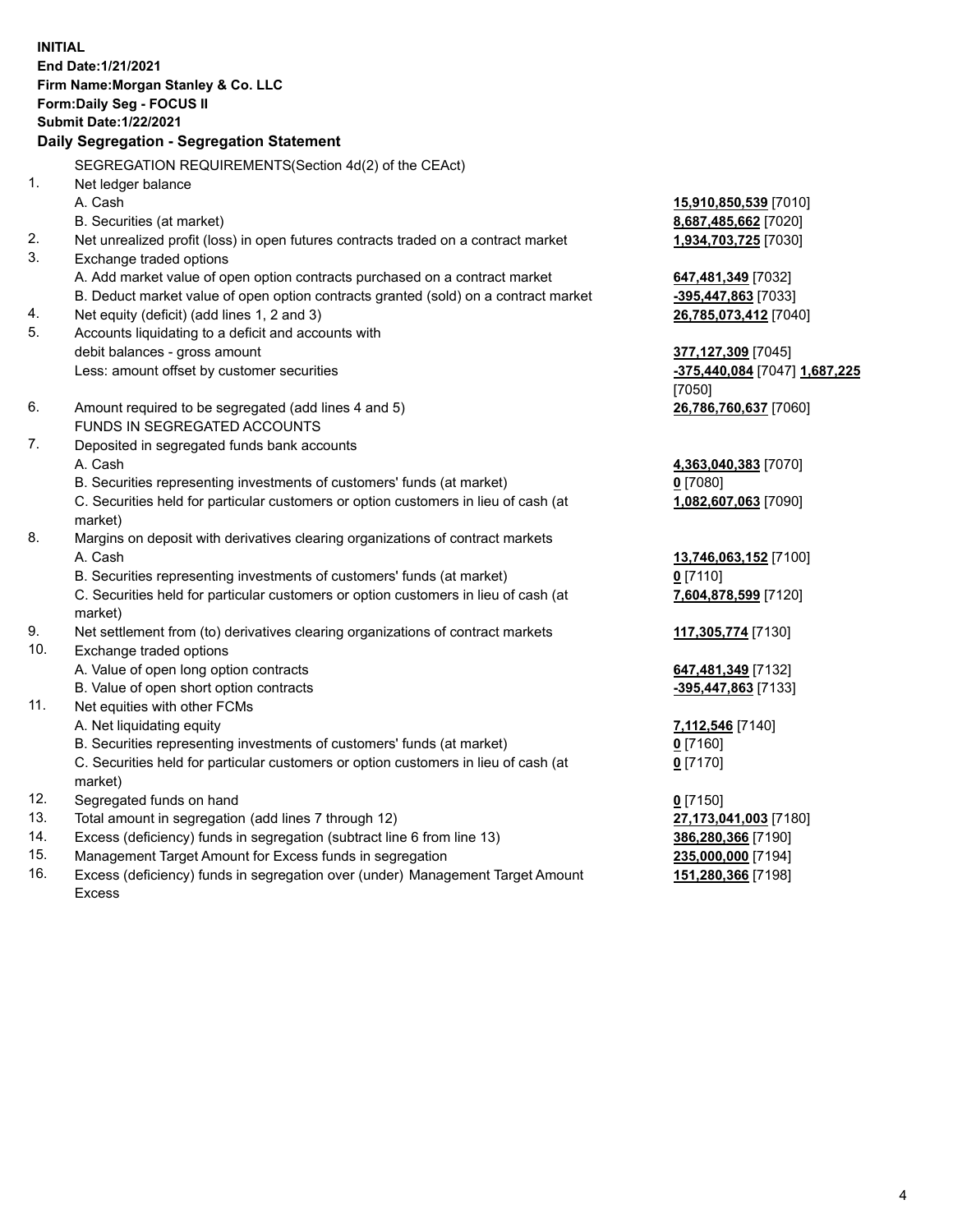**INITIAL**
**End Date:1/21/2021**
**Firm Name:Morgan Stanley & Co. LLC**
**Form:Daily Seg - FOCUS II**
**Submit Date:1/22/2021**

## Daily Segregation - Segregation Statement

SEGREGATION REQUIREMENTS(Section 4d(2) of the CEAct)

| | | |
|---|---|---|
| 1. | Net ledger balance | |
| | A. Cash | **15,910,850,539** [7010] |
| | B. Securities (at market) | **8,687,485,662** [7020] |
| 2. | Net unrealized profit (loss) in open futures contracts traded on a contract market | **1,934,703,725** [7030] |
| 3. | Exchange traded options | |
| | A. Add market value of open option contracts purchased on a contract market | **647,481,349** [7032] |
| | B. Deduct market value of open option contracts granted (sold) on a contract market | **-395,447,863** [7033] |
| 4. | Net equity (deficit) (add lines 1, 2 and 3) | **26,785,073,412** [7040] |
| 5. | Accounts liquidating to a deficit and accounts with debit balances - gross amount | **377,127,309** [7045] |
| | Less: amount offset by customer securities | **-375,440,084** [7047] **1,687,225** [7050] |
| 6. | Amount required to be segregated (add lines 4 and 5) | **26,786,760,637** [7060] |
| | FUNDS IN SEGREGATED ACCOUNTS | |
| 7. | Deposited in segregated funds bank accounts | |
| | A. Cash | **4,363,040,383** [7070] |
| | B. Securities representing investments of customers' funds (at market) | **0** [7080] |
| | C. Securities held for particular customers or option customers in lieu of cash (at market) | **1,082,607,063** [7090] |
| 8. | Margins on deposit with derivatives clearing organizations of contract markets | |
| | A. Cash | **13,746,063,152** [7100] |
| | B. Securities representing investments of customers' funds (at market) | **0** [7110] |
| | C. Securities held for particular customers or option customers in lieu of cash (at market) | **7,604,878,599** [7120] |
| 9. | Net settlement from (to) derivatives clearing organizations of contract markets | **117,305,774** [7130] |
| 10. | Exchange traded options | |
| | A. Value of open long option contracts | **647,481,349** [7132] |
| | B. Value of open short option contracts | **-395,447,863** [7133] |
| 11. | Net equities with other FCMs | |
| | A. Net liquidating equity | **7,112,546** [7140] |
| | B. Securities representing investments of customers' funds (at market) | **0** [7160] |
| | C. Securities held for particular customers or option customers in lieu of cash (at market) | **0** [7170] |
| 12. | Segregated funds on hand | **0** [7150] |
| 13. | Total amount in segregation (add lines 7 through 12) | **27,173,041,003** [7180] |
| 14. | Excess (deficiency) funds in segregation (subtract line 6 from line 13) | **386,280,366** [7190] |
| 15. | Management Target Amount for Excess funds in segregation | **235,000,000** [7194] |
| 16. | Excess (deficiency) funds in segregation over (under) Management Target Amount Excess | **151,280,366** [7198] |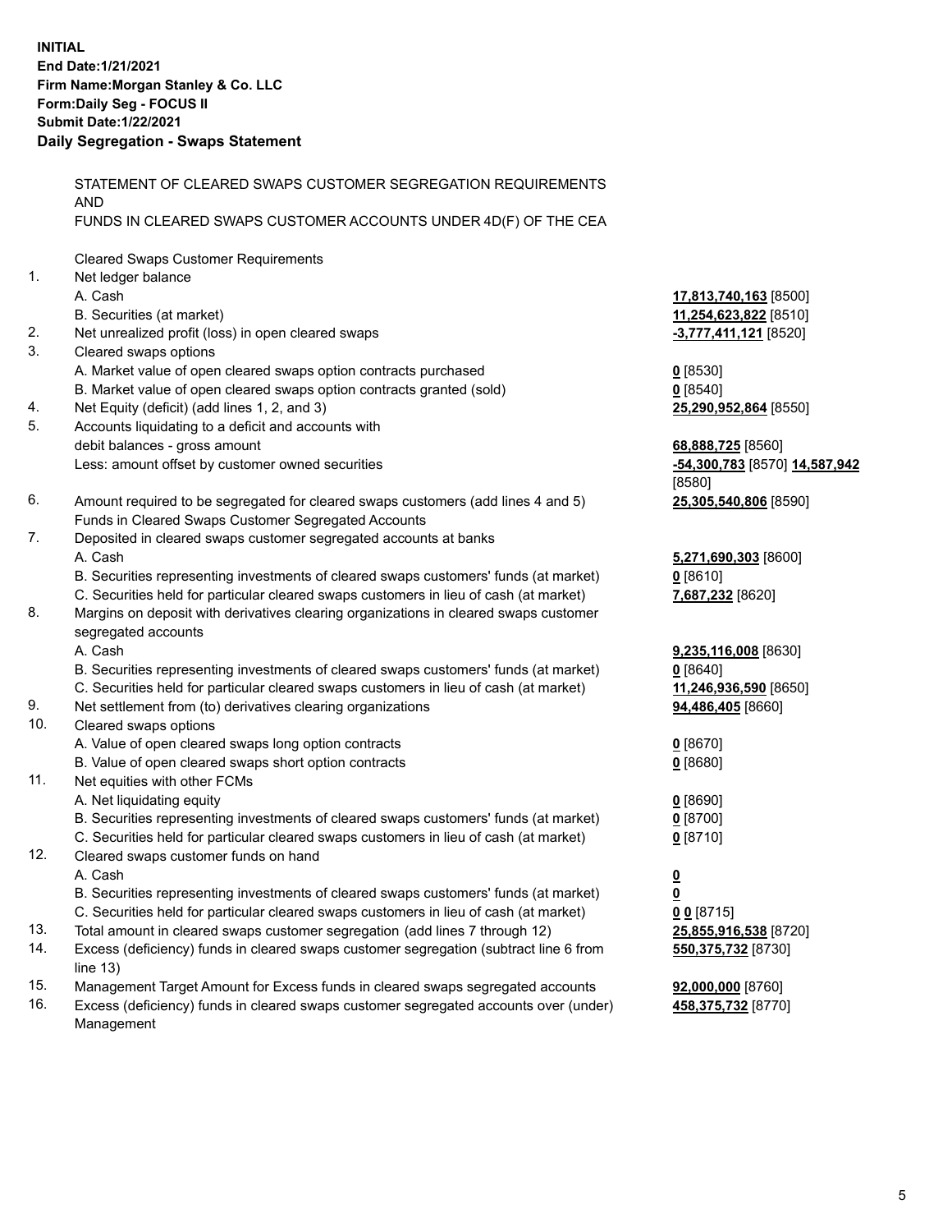**INITIAL**
**End Date:1/21/2021**
**Firm Name:Morgan Stanley & Co. LLC**
**Form:Daily Seg - FOCUS II**
**Submit Date:1/22/2021**
**Daily Segregation - Swaps Statement**

STATEMENT OF CLEARED SWAPS CUSTOMER SEGREGATION REQUIREMENTS AND FUNDS IN CLEARED SWAPS CUSTOMER ACCOUNTS UNDER 4D(F) OF THE CEA

| | | |
|---|---|---|
| | Cleared Swaps Customer Requirements | |
| 1. | Net ledger balance | |
| | A. Cash | **17,813,740,163** [8500] |
| | B. Securities (at market) | **11,254,623,822** [8510] |
| 2. | Net unrealized profit (loss) in open cleared swaps | **-3,777,411,121** [8520] |
| 3. | Cleared swaps options | |
| | A. Market value of open cleared swaps option contracts purchased | **0** [8530] |
| | B. Market value of open cleared swaps option contracts granted (sold) | **0** [8540] |
| 4. | Net Equity (deficit) (add lines 1, 2, and 3) | **25,290,952,864** [8550] |
| 5. | Accounts liquidating to a deficit and accounts with debit balances - gross amount | **68,888,725** [8560] |
| | Less: amount offset by customer owned securities | **-54,300,783** [8570] **14,587,942** [8580] |
| 6. | Amount required to be segregated for cleared swaps customers (add lines 4 and 5) | **25,305,540,806** [8590] |
| | Funds in Cleared Swaps Customer Segregated Accounts | |
| 7. | Deposited in cleared swaps customer segregated accounts at banks | |
| | A. Cash | **5,271,690,303** [8600] |
| | B. Securities representing investments of cleared swaps customers' funds (at market) | **0** [8610] |
| | C. Securities held for particular cleared swaps customers in lieu of cash (at market) | **7,687,232** [8620] |
| 8. | Margins on deposit with derivatives clearing organizations in cleared swaps customer segregated accounts | |
| | A. Cash | **9,235,116,008** [8630] |
| | B. Securities representing investments of cleared swaps customers' funds (at market) | **0** [8640] |
| | C. Securities held for particular cleared swaps customers in lieu of cash (at market) | **11,246,936,590** [8650] |
| 9. | Net settlement from (to) derivatives clearing organizations | **94,486,405** [8660] |
| 10. | Cleared swaps options | |
| | A. Value of open cleared swaps long option contracts | **0** [8670] |
| | B. Value of open cleared swaps short option contracts | **0** [8680] |
| 11. | Net equities with other FCMs | |
| | A. Net liquidating equity | **0** [8690] |
| | B. Securities representing investments of cleared swaps customers' funds (at market) | **0** [8700] |
| | C. Securities held for particular cleared swaps customers in lieu of cash (at market) | **0** [8710] |
| 12. | Cleared swaps customer funds on hand | |
| | A. Cash | **0** |
| | B. Securities representing investments of cleared swaps customers' funds (at market) | **0** |
| | C. Securities held for particular cleared swaps customers in lieu of cash (at market) | **0** **0** [8715] |
| 13. | Total amount in cleared swaps customer segregation (add lines 7 through 12) | **25,855,916,538** [8720] |
| 14. | Excess (deficiency) funds in cleared swaps customer segregation (subtract line 6 from line 13) | **550,375,732** [8730] |
| 15. | Management Target Amount for Excess funds in cleared swaps segregated accounts | **92,000,000** [8760] |
| 16. | Excess (deficiency) funds in cleared swaps customer segregated accounts over (under) Management | **458,375,732** [8770] |